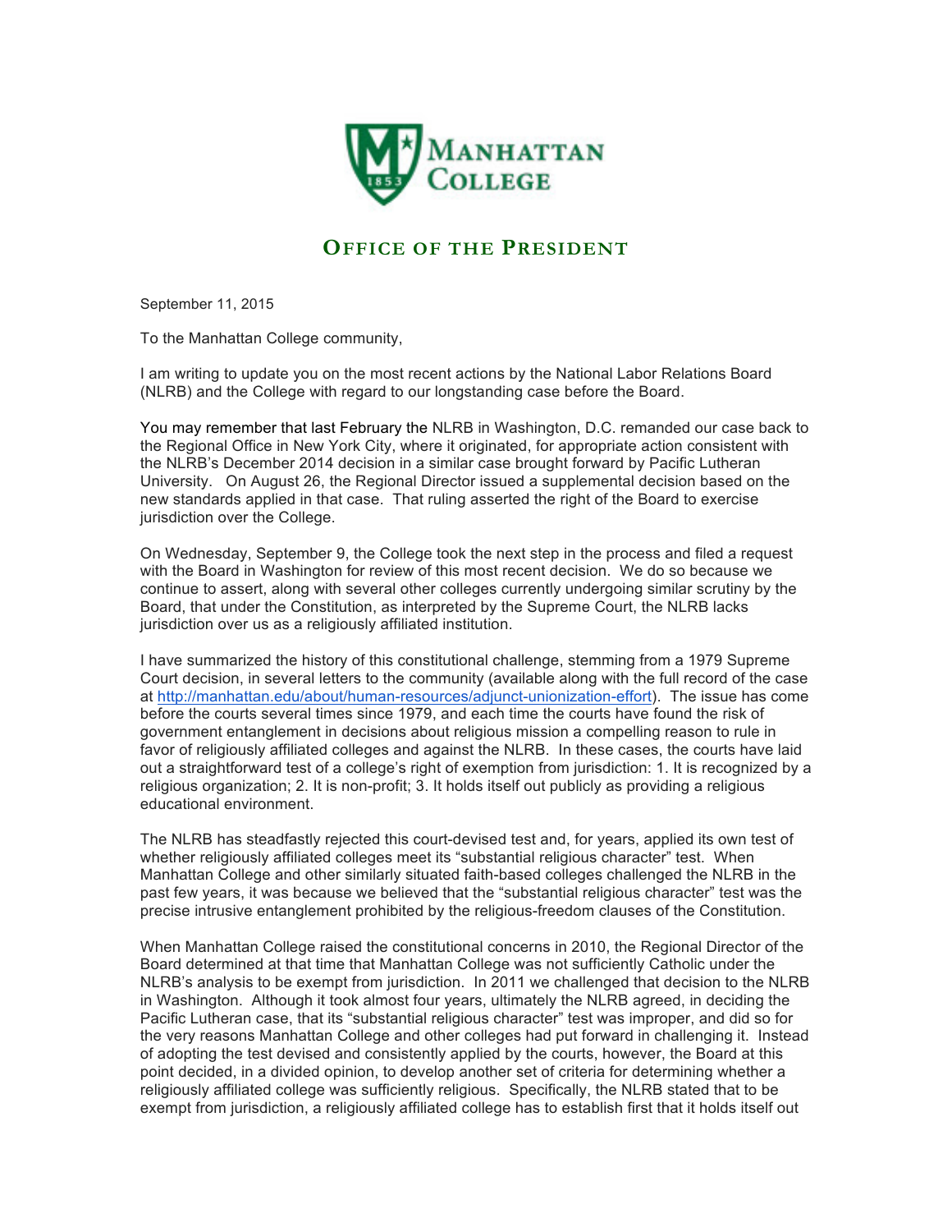# Manhattan College

## Office of the President

September 11, 2015

To the Manhattan College community,

I am writing to update you on the most recent actions by the National Labor Relations Board (NLRB) and the College with regard to our longstanding case before the Board.

You may remember that last February the NLRB in Washington, D.C. remanded our case back to the Regional Office in New York City, where it originated, for appropriate action consistent with the NLRB's December 2014 decision in a similar case brought forward by Pacific Lutheran University. On August 26, the Regional Director issued a supplemental decision based on the new standards applied in that case. That ruling asserted the right of the Board to exercise jurisdiction over the College.

On Wednesday, September 9, the College took the next step in the process and filed a request with the Board in Washington for review of this most recent decision. We do so because we continue to assert, along with several other colleges currently undergoing similar scrutiny by the Board, that under the Constitution, as interpreted by the Supreme Court, the NLRB lacks jurisdiction over us as a religiously affiliated institution.

I have summarized the history of this constitutional challenge, stemming from a 1979 Supreme Court decision, in several letters to the community (available along with the full record of the case at http://manhattan.edu/about/human-resources/adjunct-unionization-effort). The issue has come before the courts several times since 1979, and each time the courts have found the risk of government entanglement in decisions about religious mission a compelling reason to rule in favor of religiously affiliated colleges and against the NLRB. In these cases, the courts have laid out a straightforward test of a college's right of exemption from jurisdiction: 1. It is recognized by a religious organization; 2. It is non-profit; 3. It holds itself out publicly as providing a religious educational environment.

The NLRB has steadfastly rejected this court-devised test and, for years, applied its own test of whether religiously affiliated colleges meet its "substantial religious character" test. When Manhattan College and other similarly situated faith-based colleges challenged the NLRB in the past few years, it was because we believed that the "substantial religious character" test was the precise intrusive entanglement prohibited by the religious-freedom clauses of the Constitution.

When Manhattan College raised the constitutional concerns in 2010, the Regional Director of the Board determined at that time that Manhattan College was not sufficiently Catholic under the NLRB's analysis to be exempt from jurisdiction. In 2011 we challenged that decision to the NLRB in Washington. Although it took almost four years, ultimately the NLRB agreed, in deciding the Pacific Lutheran case, that its "substantial religious character" test was improper, and did so for the very reasons Manhattan College and other colleges had put forward in challenging it. Instead of adopting the test devised and consistently applied by the courts, however, the Board at this point decided, in a divided opinion, to develop another set of criteria for determining whether a religiously affiliated college was sufficiently religious. Specifically, the NLRB stated that to be exempt from jurisdiction, a religiously affiliated college has to establish first that it holds itself out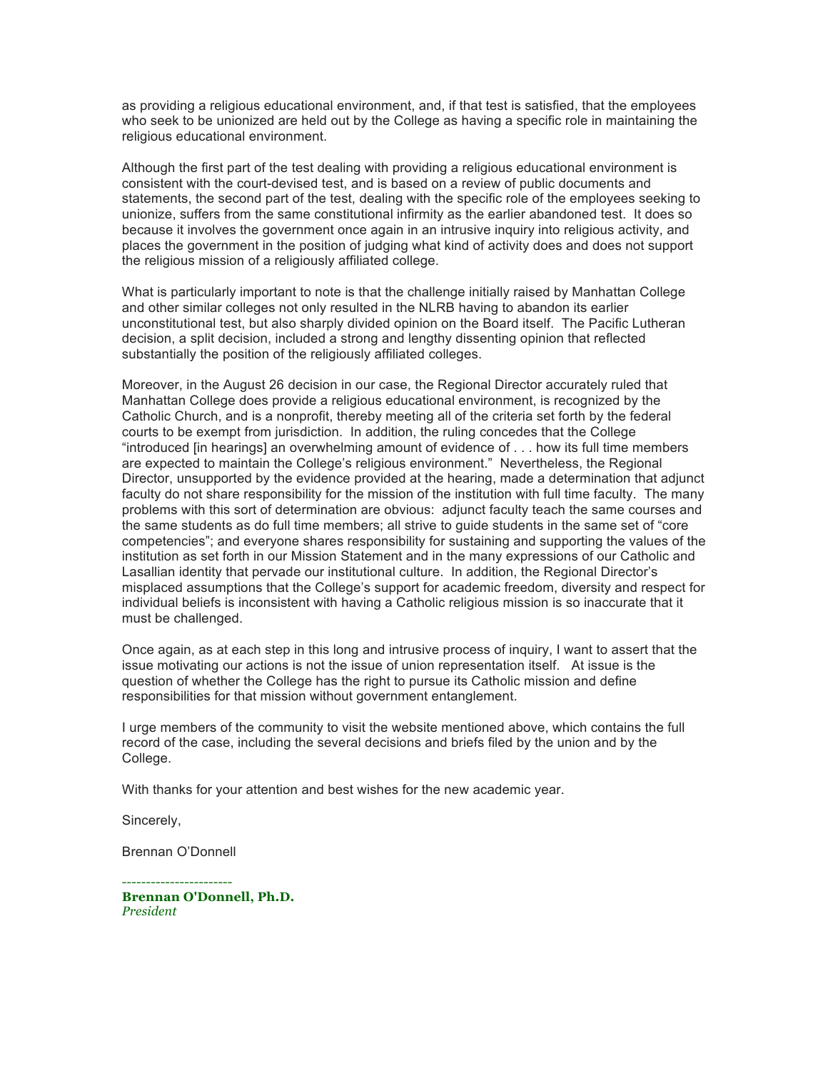as providing a religious educational environment, and, if that test is satisfied, that the employees who seek to be unionized are held out by the College as having a specific role in maintaining the religious educational environment.

Although the first part of the test dealing with providing a religious educational environment is consistent with the court-devised test, and is based on a review of public documents and statements, the second part of the test, dealing with the specific role of the employees seeking to unionize, suffers from the same constitutional infirmity as the earlier abandoned test. It does so because it involves the government once again in an intrusive inquiry into religious activity, and places the government in the position of judging what kind of activity does and does not support the religious mission of a religiously affiliated college.

What is particularly important to note is that the challenge initially raised by Manhattan College and other similar colleges not only resulted in the NLRB having to abandon its earlier unconstitutional test, but also sharply divided opinion on the Board itself. The Pacific Lutheran decision, a split decision, included a strong and lengthy dissenting opinion that reflected substantially the position of the religiously affiliated colleges.

Moreover, in the August 26 decision in our case, the Regional Director accurately ruled that Manhattan College does provide a religious educational environment, is recognized by the Catholic Church, and is a nonprofit, thereby meeting all of the criteria set forth by the federal courts to be exempt from jurisdiction. In addition, the ruling concedes that the College "introduced [in hearings] an overwhelming amount of evidence of . . . how its full time members are expected to maintain the College's religious environment." Nevertheless, the Regional Director, unsupported by the evidence provided at the hearing, made a determination that adjunct faculty do not share responsibility for the mission of the institution with full time faculty. The many problems with this sort of determination are obvious: adjunct faculty teach the same courses and the same students as do full time members; all strive to guide students in the same set of "core competencies"; and everyone shares responsibility for sustaining and supporting the values of the institution as set forth in our Mission Statement and in the many expressions of our Catholic and Lasallian identity that pervade our institutional culture. In addition, the Regional Director's misplaced assumptions that the College's support for academic freedom, diversity and respect for individual beliefs is inconsistent with having a Catholic religious mission is so inaccurate that it must be challenged.

Once again, as at each step in this long and intrusive process of inquiry, I want to assert that the issue motivating our actions is not the issue of union representation itself. At issue is the question of whether the College has the right to pursue its Catholic mission and define responsibilities for that mission without government entanglement.

I urge members of the community to visit the website mentioned above, which contains the full record of the case, including the several decisions and briefs filed by the union and by the College.

With thanks for your attention and best wishes for the new academic year.

Sincerely,

Brennan O'Donnell

-----------------------

**Brennan O'Donnell, Ph.D.**
*President*